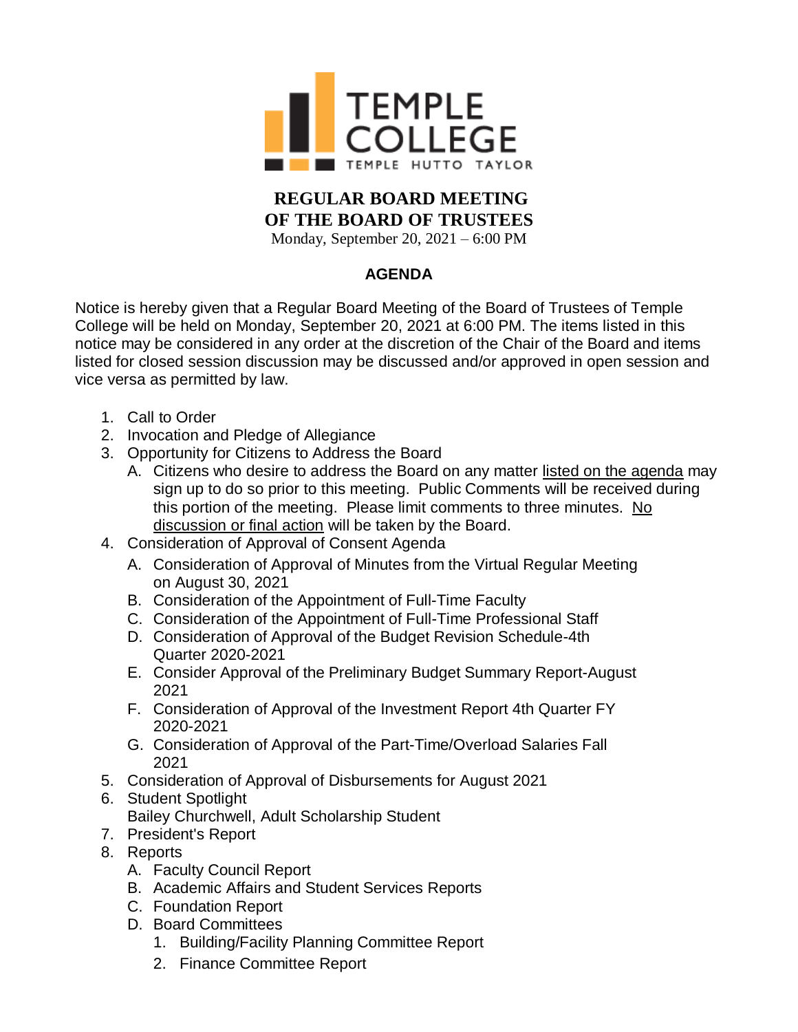TEMPLE COLLEGE

TEMPLE HUTTO TAYLOR

# REGULAR BOARD MEETING OF THE BOARD OF TRUSTEES

Monday, September 20, 2021 – 6:00 PM

## AGENDA

Notice is hereby given that a Regular Board Meeting of the Board of Trustees of Temple College will be held on Monday, September 20, 2021 at 6:00 PM. The items listed in this notice may be considered in any order at the discretion of the Chair of the Board and items listed for closed session discussion may be discussed and/or approved in open session and vice versa as permitted by law.

1. Call to Order
2. Invocation and Pledge of Allegiance
3. Opportunity for Citizens to Address the Board
   A. Citizens who desire to address the Board on any matter listed on the agenda may sign up to do so prior to this meeting. Public Comments will be received during this portion of the meeting. Please limit comments to three minutes. No discussion or final action will be taken by the Board.
4. Consideration of Approval of Consent Agenda
   A. Consideration of Approval of Minutes from the Virtual Regular Meeting on August 30, 2021
   B. Consideration of the Appointment of Full-Time Faculty
   C. Consideration of the Appointment of Full-Time Professional Staff
   D. Consideration of Approval of the Budget Revision Schedule-4th Quarter 2020-2021
   E. Consider Approval of the Preliminary Budget Summary Report-August 2021
   F. Consideration of Approval of the Investment Report 4th Quarter FY 2020-2021
   G. Consideration of Approval of the Part-Time/Overload Salaries Fall 2021
5. Consideration of Approval of Disbursements for August 2021
6. Student Spotlight
   Bailey Churchwell, Adult Scholarship Student
7. President's Report
8. Reports
   A. Faculty Council Report
   B. Academic Affairs and Student Services Reports
   C. Foundation Report
   D. Board Committees
      1. Building/Facility Planning Committee Report
      2. Finance Committee Report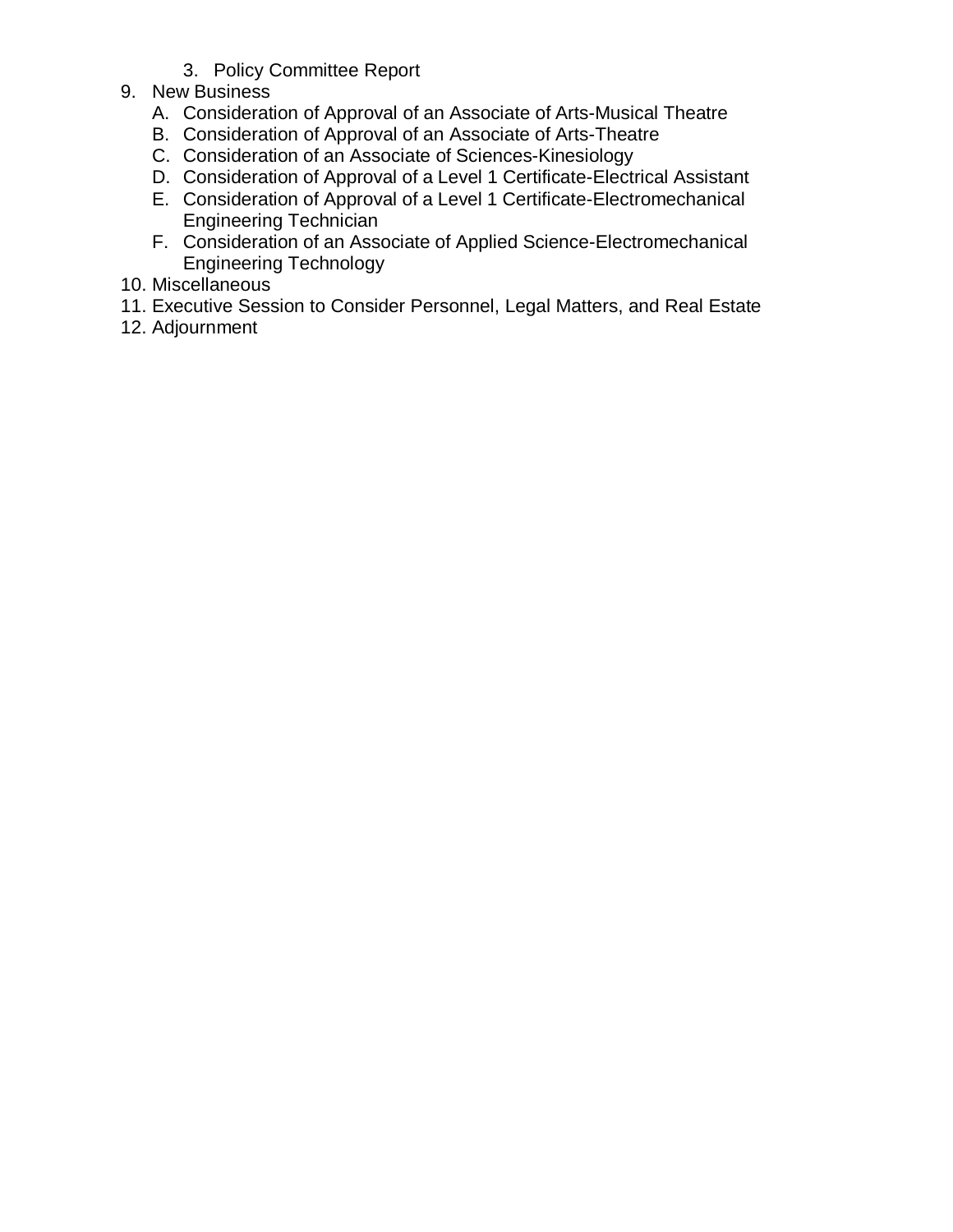3. Policy Committee Report

9. New Business
   A. Consideration of Approval of an Associate of Arts-Musical Theatre
   B. Consideration of Approval of an Associate of Arts-Theatre
   C. Consideration of an Associate of Sciences-Kinesiology
   D. Consideration of Approval of a Level 1 Certificate-Electrical Assistant
   E. Consideration of Approval of a Level 1 Certificate-Electromechanical Engineering Technician
   F. Consideration of an Associate of Applied Science-Electromechanical Engineering Technology

10. Miscellaneous
11. Executive Session to Consider Personnel, Legal Matters, and Real Estate
12. Adjournment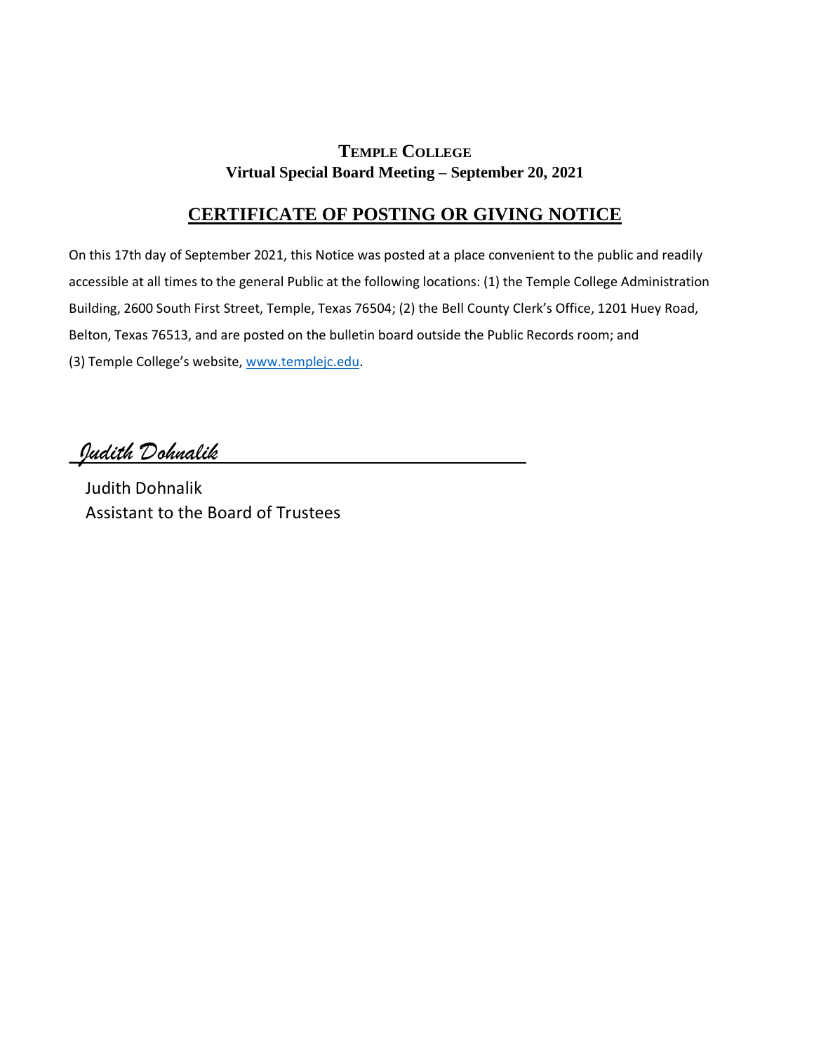**TEMPLE COLLEGE**
**Virtual Special Board Meeting – September 20, 2021**

## CERTIFICATE OF POSTING OR GIVING NOTICE

On this 17th day of September 2021, this Notice was posted at a place convenient to the public and readily accessible at all times to the general Public at the following locations: (1) the Temple College Administration Building, 2600 South First Street, Temple, Texas 76504; (2) the Bell County Clerk's Office, 1201 Huey Road, Belton, Texas 76513, and are posted on the bulletin board outside the Public Records room; and (3) Temple College's website, www.templejc.edu.

*Judith Dohnalik*

Judith Dohnalik
Assistant to the Board of Trustees